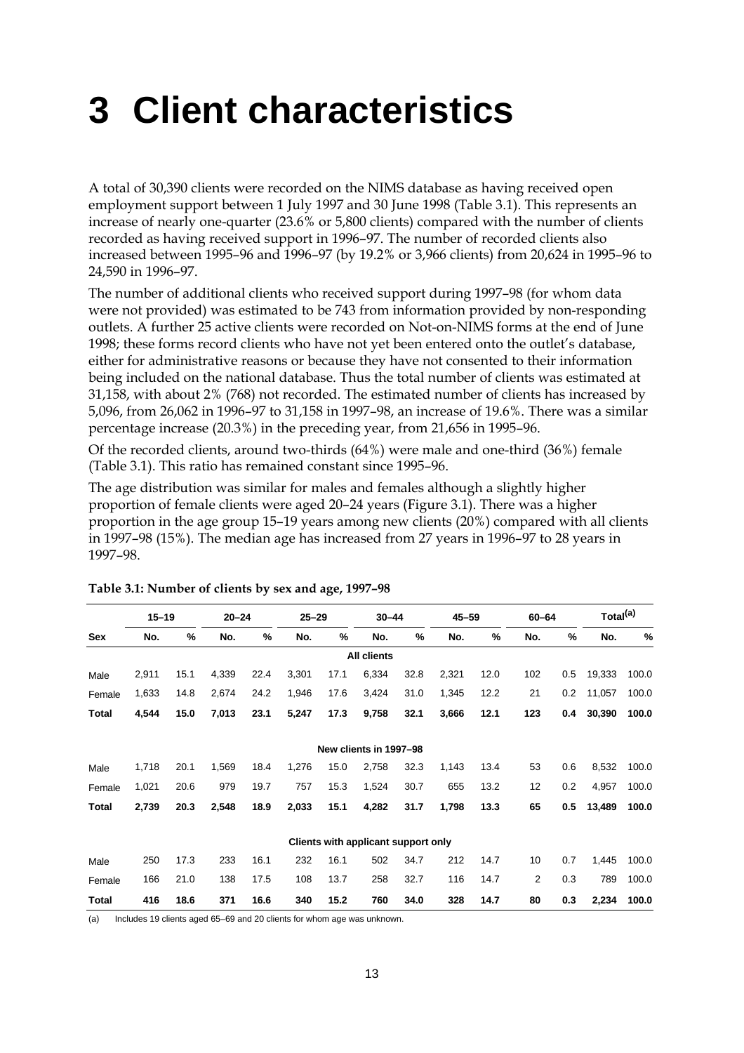# 3 Client characteristics

A total of 30,390 clients were recorded on the NIMS database as having received open employment support between 1 July 1997 and 30 June 1998 (Table 3.1). This represents an increase of nearly one-quarter (23.6% or 5,800 clients) compared with the number of clients recorded as having received support in 1996–97. The number of recorded clients also increased between 1995–96 and 1996–97 (by 19.2% or 3,966 clients) from 20,624 in 1995–96 to 24,590 in 1996–97.

The number of additional clients who received support during 1997–98 (for whom data were not provided) was estimated to be 743 from information provided by non-responding outlets. A further 25 active clients were recorded on Not-on-NIMS forms at the end of June 1998; these forms record clients who have not yet been entered onto the outlet's database, either for administrative reasons or because they have not consented to their information being included on the national database. Thus the total number of clients was estimated at 31,158, with about 2% (768) not recorded. The estimated number of clients has increased by 5,096, from 26,062 in 1996–97 to 31,158 in 1997–98, an increase of 19.6%. There was a similar percentage increase (20.3%) in the preceding year, from 21,656 in 1995–96.

Of the recorded clients, around two-thirds (64%) were male and one-third (36%) female (Table 3.1). This ratio has remained constant since 1995–96.

The age distribution was similar for males and females although a slightly higher proportion of female clients were aged 20–24 years (Figure 3.1). There was a higher proportion in the age group 15–19 years among new clients (20%) compared with all clients in 1997–98 (15%). The median age has increased from 27 years in 1996–97 to 28 years in 1997–98.

**Table 3.1: Number of clients by sex and age, 1997–98**

| | 15–19 | | 20–24 | | 25–29 | | 30–44 | | 45–59 | | 60–64 | | Total(a) | |
|---|---|---|---|---|---|---|---|---|---|---|---|---|---|---|
| **Sex** | **No.** | **%** | **No.** | **%** | **No.** | **%** | **No.** | **%** | **No.** | **%** | **No.** | **%** | **No.** | **%** |
| | | | | | | | **All clients** | | | | | | | |
| Male | 2,911 | 15.1 | 4,339 | 22.4 | 3,301 | 17.1 | 6,334 | 32.8 | 2,321 | 12.0 | 102 | 0.5 | 19,333 | 100.0 |
| Female | 1,633 | 14.8 | 2,674 | 24.2 | 1,946 | 17.6 | 3,424 | 31.0 | 1,345 | 12.2 | 21 | 0.2 | 11,057 | 100.0 |
| **Total** | **4,544** | **15.0** | **7,013** | **23.1** | **5,247** | **17.3** | **9,758** | **32.1** | **3,666** | **12.1** | **123** | **0.4** | **30,390** | **100.0** |
| | | | | | | | **New clients in 1997–98** | | | | | | | |
| Male | 1,718 | 20.1 | 1,569 | 18.4 | 1,276 | 15.0 | 2,758 | 32.3 | 1,143 | 13.4 | 53 | 0.6 | 8,532 | 100.0 |
| Female | 1,021 | 20.6 | 979 | 19.7 | 757 | 15.3 | 1,524 | 30.7 | 655 | 13.2 | 12 | 0.2 | 4,957 | 100.0 |
| **Total** | **2,739** | **20.3** | **2,548** | **18.9** | **2,033** | **15.1** | **4,282** | **31.7** | **1,798** | **13.3** | **65** | **0.5** | **13,489** | **100.0** |
| | | | | | | | **Clients with applicant support only** | | | | | | | |
| Male | 250 | 17.3 | 233 | 16.1 | 232 | 16.1 | 502 | 34.7 | 212 | 14.7 | 10 | 0.7 | 1,445 | 100.0 |
| Female | 166 | 21.0 | 138 | 17.5 | 108 | 13.7 | 258 | 32.7 | 116 | 14.7 | 2 | 0.3 | 789 | 100.0 |
| **Total** | **416** | **18.6** | **371** | **16.6** | **340** | **15.2** | **760** | **34.0** | **328** | **14.7** | **80** | **0.3** | **2,234** | **100.0** |

(a) Includes 19 clients aged 65–69 and 20 clients for whom age was unknown.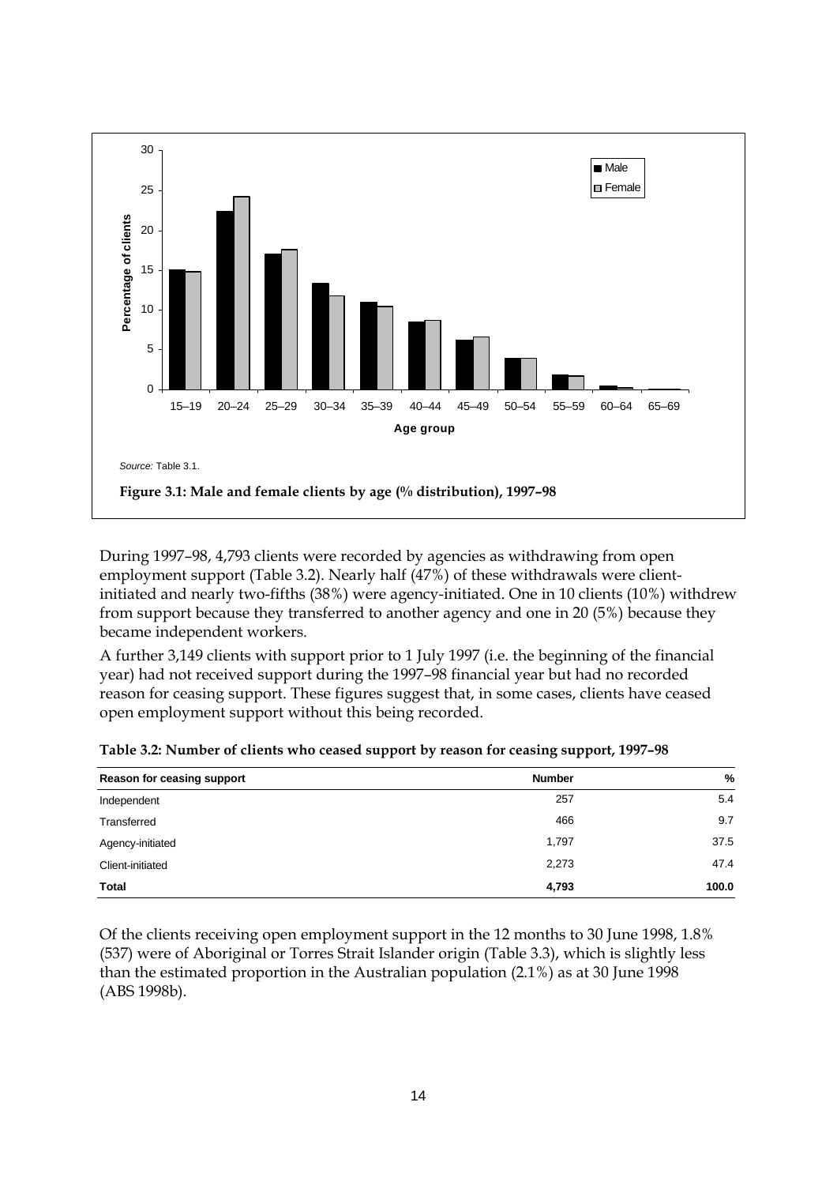Source: Table 3.1.

**Figure 3.1: Male and female clients by age (% distribution), 1997–98**

During 1997–98, 4,793 clients were recorded by agencies as withdrawing from open employment support (Table 3.2). Nearly half (47%) of these withdrawals were client-initiated and nearly two-fifths (38%) were agency-initiated. One in 10 clients (10%) withdrew from support because they transferred to another agency and one in 20 (5%) because they became independent workers.

A further 3,149 clients with support prior to 1 July 1997 (i.e. the beginning of the financial year) had not received support during the 1997–98 financial year but had no recorded reason for ceasing support. These figures suggest that, in some cases, clients have ceased open employment support without this being recorded.

**Table 3.2: Number of clients who ceased support by reason for ceasing support, 1997–98**

| Reason for ceasing support | Number | % |
|---|---|---|
| Independent | 257 | 5.4 |
| Transferred | 466 | 9.7 |
| Agency-initiated | 1,797 | 37.5 |
| Client-initiated | 2,273 | 47.4 |
| **Total** | **4,793** | **100.0** |

Of the clients receiving open employment support in the 12 months to 30 June 1998, 1.8% (537) were of Aboriginal or Torres Strait Islander origin (Table 3.3), which is slightly less than the estimated proportion in the Australian population (2.1%) as at 30 June 1998 (ABS 1998b).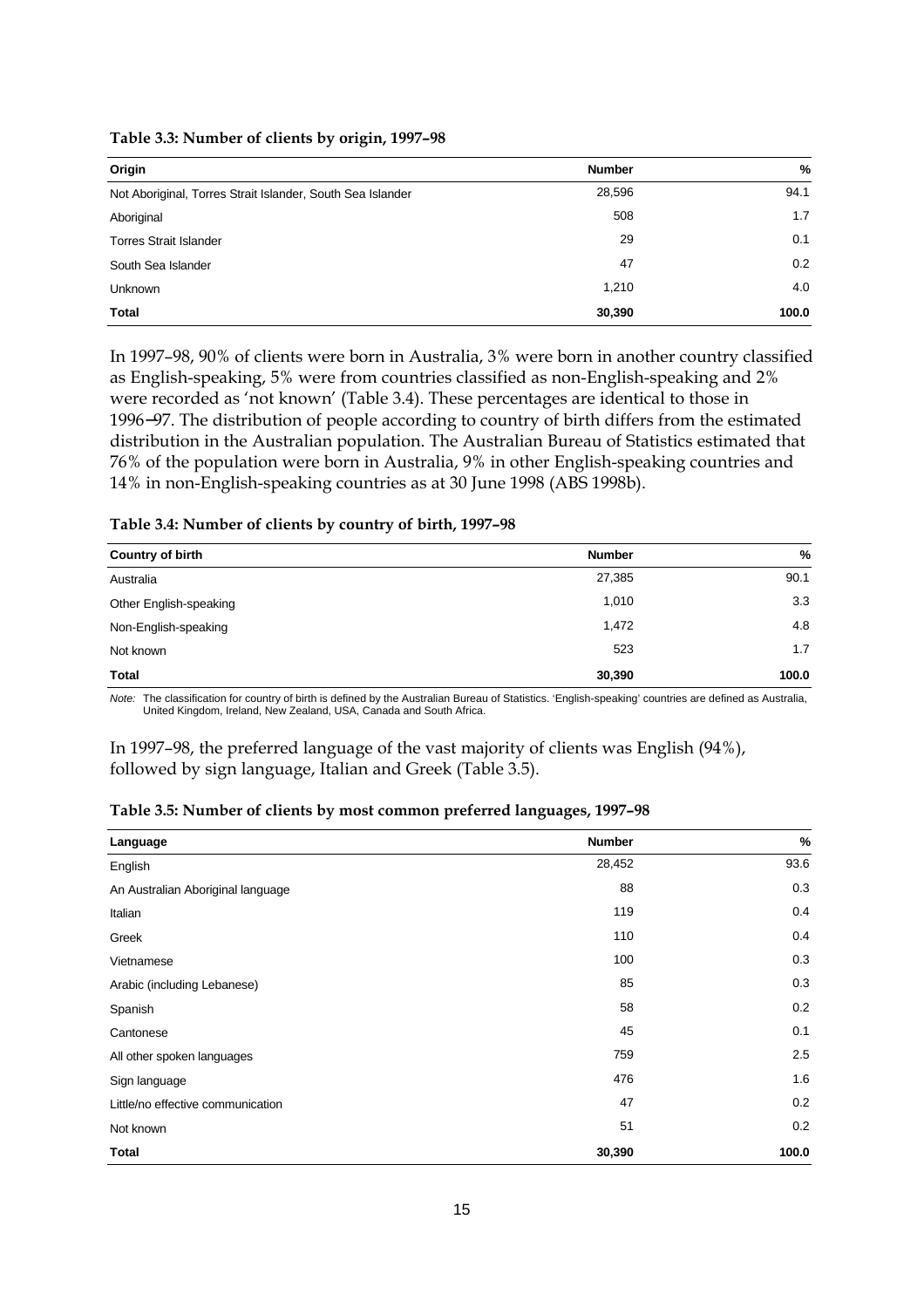**Table 3.3: Number of clients by origin, 1997–98**

| Origin | Number | % |
|---|---|---|
| Not Aboriginal, Torres Strait Islander, South Sea Islander | 28,596 | 94.1 |
| Aboriginal | 508 | 1.7 |
| Torres Strait Islander | 29 | 0.1 |
| South Sea Islander | 47 | 0.2 |
| Unknown | 1,210 | 4.0 |
| **Total** | **30,390** | **100.0** |

In 1997–98, 90% of clients were born in Australia, 3% were born in another country classified as English-speaking, 5% were from countries classified as non-English-speaking and 2% were recorded as 'not known' (Table 3.4). These percentages are identical to those in 1996–97. The distribution of people according to country of birth differs from the estimated distribution in the Australian population. The Australian Bureau of Statistics estimated that 76% of the population were born in Australia, 9% in other English-speaking countries and 14% in non-English-speaking countries as at 30 June 1998 (ABS 1998b).

**Table 3.4: Number of clients by country of birth, 1997–98**

| Country of birth | Number | % |
|---|---|---|
| Australia | 27,385 | 90.1 |
| Other English-speaking | 1,010 | 3.3 |
| Non-English-speaking | 1,472 | 4.8 |
| Not known | 523 | 1.7 |
| **Total** | **30,390** | **100.0** |

*Note:* The classification for country of birth is defined by the Australian Bureau of Statistics. 'English-speaking' countries are defined as Australia, United Kingdom, Ireland, New Zealand, USA, Canada and South Africa.

In 1997–98, the preferred language of the vast majority of clients was English (94%), followed by sign language, Italian and Greek (Table 3.5).

**Table 3.5: Number of clients by most common preferred languages, 1997–98**

| Language | Number | % |
|---|---|---|
| English | 28,452 | 93.6 |
| An Australian Aboriginal language | 88 | 0.3 |
| Italian | 119 | 0.4 |
| Greek | 110 | 0.4 |
| Vietnamese | 100 | 0.3 |
| Arabic (including Lebanese) | 85 | 0.3 |
| Spanish | 58 | 0.2 |
| Cantonese | 45 | 0.1 |
| All other spoken languages | 759 | 2.5 |
| Sign language | 476 | 1.6 |
| Little/no effective communication | 47 | 0.2 |
| Not known | 51 | 0.2 |
| **Total** | **30,390** | **100.0** |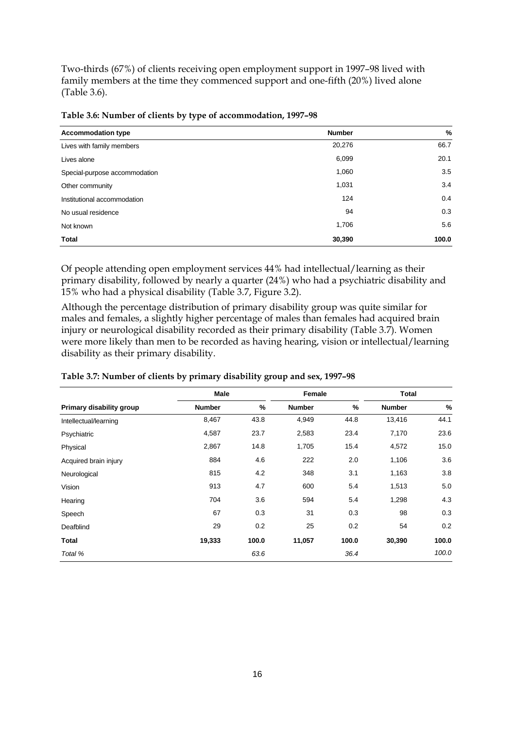Two-thirds (67%) of clients receiving open employment support in 1997–98 lived with family members at the time they commenced support and one-fifth (20%) lived alone (Table 3.6).

**Table 3.6: Number of clients by type of accommodation, 1997–98**

| Accommodation type | Number | % |
|---|---|---|
| Lives with family members | 20,276 | 66.7 |
| Lives alone | 6,099 | 20.1 |
| Special-purpose accommodation | 1,060 | 3.5 |
| Other community | 1,031 | 3.4 |
| Institutional accommodation | 124 | 0.4 |
| No usual residence | 94 | 0.3 |
| Not known | 1,706 | 5.6 |
| **Total** | **30,390** | **100.0** |

Of people attending open employment services 44% had intellectual/learning as their primary disability, followed by nearly a quarter (24%) who had a psychiatric disability and 15% who had a physical disability (Table 3.7, Figure 3.2).

Although the percentage distribution of primary disability group was quite similar for males and females, a slightly higher percentage of males than females had acquired brain injury or neurological disability recorded as their primary disability (Table 3.7). Women were more likely than men to be recorded as having hearing, vision or intellectual/learning disability as their primary disability.

**Table 3.7: Number of clients by primary disability group and sex, 1997–98**

| | Male | | Female | | Total | |
|---|---|---|---|---|---|---|
| **Primary disability group** | **Number** | **%** | **Number** | **%** | **Number** | **%** |
| Intellectual/learning | 8,467 | 43.8 | 4,949 | 44.8 | 13,416 | 44.1 |
| Psychiatric | 4,587 | 23.7 | 2,583 | 23.4 | 7,170 | 23.6 |
| Physical | 2,867 | 14.8 | 1,705 | 15.4 | 4,572 | 15.0 |
| Acquired brain injury | 884 | 4.6 | 222 | 2.0 | 1,106 | 3.6 |
| Neurological | 815 | 4.2 | 348 | 3.1 | 1,163 | 3.8 |
| Vision | 913 | 4.7 | 600 | 5.4 | 1,513 | 5.0 |
| Hearing | 704 | 3.6 | 594 | 5.4 | 1,298 | 4.3 |
| Speech | 67 | 0.3 | 31 | 0.3 | 98 | 0.3 |
| Deafblind | 29 | 0.2 | 25 | 0.2 | 54 | 0.2 |
| **Total** | **19,333** | **100.0** | **11,057** | **100.0** | **30,390** | **100.0** |
| *Total %* | | *63.6* | | *36.4* | | *100.0* |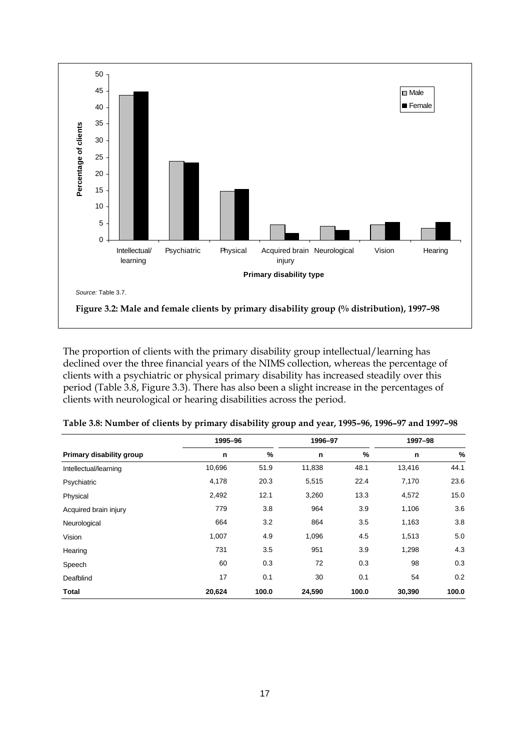Source: Table 3.7.

**Figure 3.2: Male and female clients by primary disability group (% distribution), 1997–98**

The proportion of clients with the primary disability group intellectual/learning has declined over the three financial years of the NIMS collection, whereas the percentage of clients with a psychiatric or physical primary disability has increased steadily over this period (Table 3.8, Figure 3.3). There has also been a slight increase in the percentages of clients with neurological or hearing disabilities across the period.

**Table 3.8: Number of clients by primary disability group and year, 1995–96, 1996–97 and 1997–98**

| | 1995–96 | | 1996–97 | | 1997–98 | |
|---|---|---|---|---|---|---|
| **Primary disability group** | **n** | **%** | **n** | **%** | **n** | **%** |
| Intellectual/learning | 10,696 | 51.9 | 11,838 | 48.1 | 13,416 | 44.1 |
| Psychiatric | 4,178 | 20.3 | 5,515 | 22.4 | 7,170 | 23.6 |
| Physical | 2,492 | 12.1 | 3,260 | 13.3 | 4,572 | 15.0 |
| Acquired brain injury | 779 | 3.8 | 964 | 3.9 | 1,106 | 3.6 |
| Neurological | 664 | 3.2 | 864 | 3.5 | 1,163 | 3.8 |
| Vision | 1,007 | 4.9 | 1,096 | 4.5 | 1,513 | 5.0 |
| Hearing | 731 | 3.5 | 951 | 3.9 | 1,298 | 4.3 |
| Speech | 60 | 0.3 | 72 | 0.3 | 98 | 0.3 |
| Deafblind | 17 | 0.1 | 30 | 0.1 | 54 | 0.2 |
| **Total** | **20,624** | **100.0** | **24,590** | **100.0** | **30,390** | **100.0** |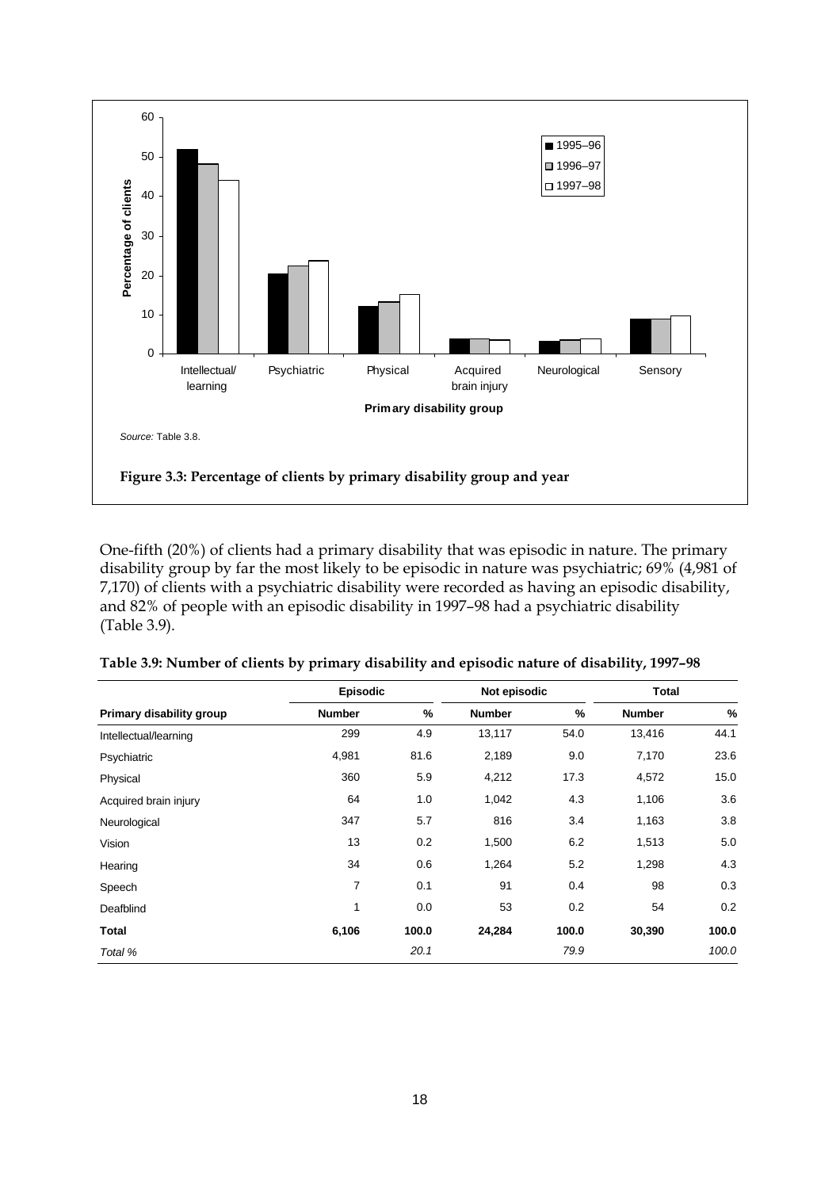Source: Table 3.8.

**Figure 3.3: Percentage of clients by primary disability group and year**

One-fifth (20%) of clients had a primary disability that was episodic in nature. The primary disability group by far the most likely to be episodic in nature was psychiatric; 69% (4,981 of 7,170) of clients with a psychiatric disability were recorded as having an episodic disability, and 82% of people with an episodic disability in 1997–98 had a psychiatric disability (Table 3.9).

**Table 3.9: Number of clients by primary disability and episodic nature of disability, 1997–98**

| | Episodic | | Not episodic | | Total | |
|---|---|---|---|---|---|---|
| **Primary disability group** | **Number** | **%** | **Number** | **%** | **Number** | **%** |
| Intellectual/learning | 299 | 4.9 | 13,117 | 54.0 | 13,416 | 44.1 |
| Psychiatric | 4,981 | 81.6 | 2,189 | 9.0 | 7,170 | 23.6 |
| Physical | 360 | 5.9 | 4,212 | 17.3 | 4,572 | 15.0 |
| Acquired brain injury | 64 | 1.0 | 1,042 | 4.3 | 1,106 | 3.6 |
| Neurological | 347 | 5.7 | 816 | 3.4 | 1,163 | 3.8 |
| Vision | 13 | 0.2 | 1,500 | 6.2 | 1,513 | 5.0 |
| Hearing | 34 | 0.6 | 1,264 | 5.2 | 1,298 | 4.3 |
| Speech | 7 | 0.1 | 91 | 0.4 | 98 | 0.3 |
| Deafblind | 1 | 0.0 | 53 | 0.2 | 54 | 0.2 |
| **Total** | **6,106** | **100.0** | **24,284** | **100.0** | **30,390** | **100.0** |
| *Total %* | | *20.1* | | *79.9* | | *100.0* |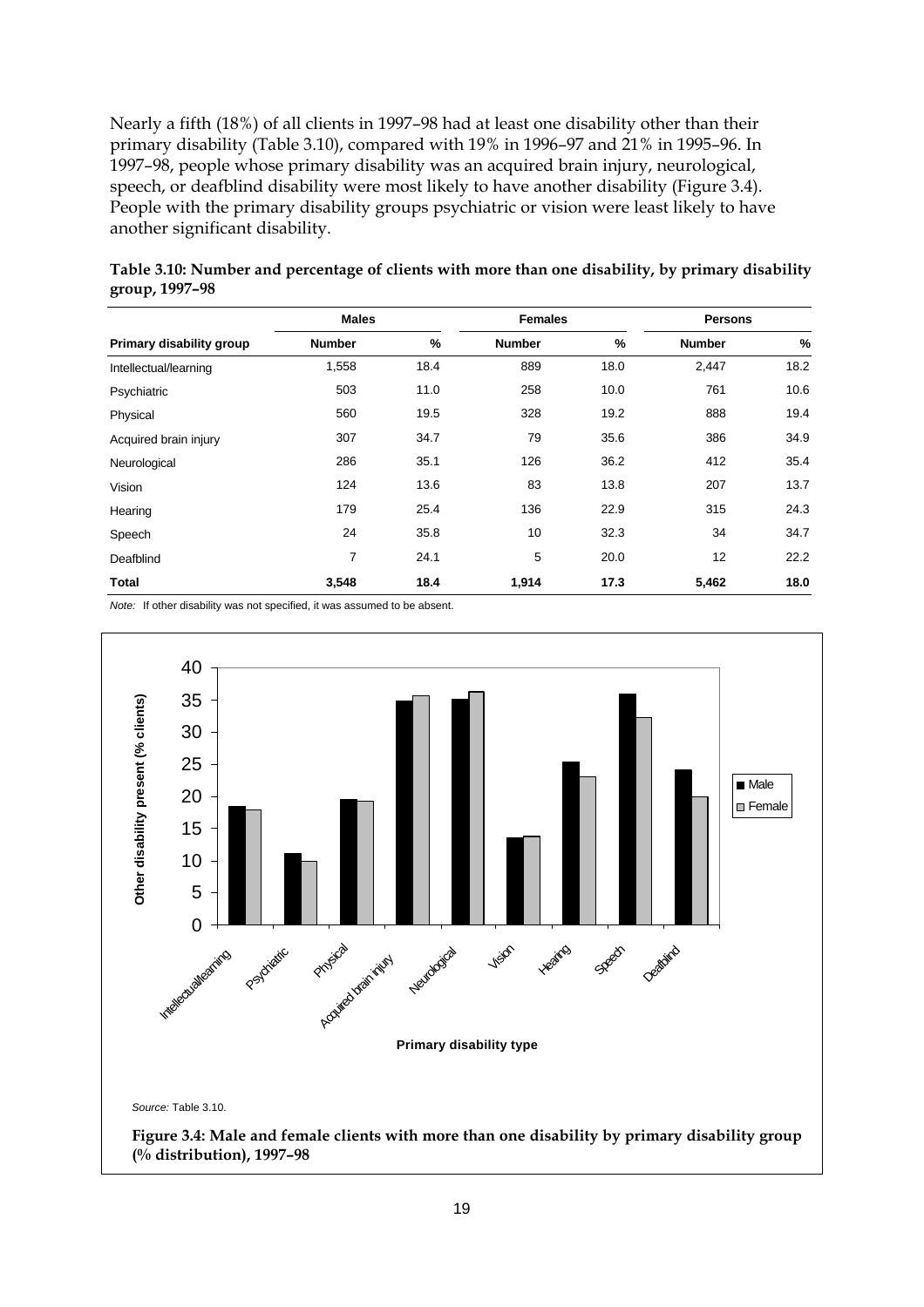Nearly a fifth (18%) of all clients in 1997–98 had at least one disability other than their primary disability (Table 3.10), compared with 19% in 1996–97 and 21% in 1995–96. In 1997–98, people whose primary disability was an acquired brain injury, neurological, speech, or deafblind disability were most likely to have another disability (Figure 3.4). People with the primary disability groups psychiatric or vision were least likely to have another significant disability.

**Table 3.10: Number and percentage of clients with more than one disability, by primary disability group, 1997–98**

| | Males | | Females | | Persons | |
|---|---|---|---|---|---|---|
| **Primary disability group** | **Number** | **%** | **Number** | **%** | **Number** | **%** |
| Intellectual/learning | 1,558 | 18.4 | 889 | 18.0 | 2,447 | 18.2 |
| Psychiatric | 503 | 11.0 | 258 | 10.0 | 761 | 10.6 |
| Physical | 560 | 19.5 | 328 | 19.2 | 888 | 19.4 |
| Acquired brain injury | 307 | 34.7 | 79 | 35.6 | 386 | 34.9 |
| Neurological | 286 | 35.1 | 126 | 36.2 | 412 | 35.4 |
| Vision | 124 | 13.6 | 83 | 13.8 | 207 | 13.7 |
| Hearing | 179 | 25.4 | 136 | 22.9 | 315 | 24.3 |
| Speech | 24 | 35.8 | 10 | 32.3 | 34 | 34.7 |
| Deafblind | 7 | 24.1 | 5 | 20.0 | 12 | 22.2 |
| **Total** | **3,548** | **18.4** | **1,914** | **17.3** | **5,462** | **18.0** |

*Note:* If other disability was not specified, it was assumed to be absent.

*Source:* Table 3.10.

**Figure 3.4: Male and female clients with more than one disability by primary disability group (% distribution), 1997–98**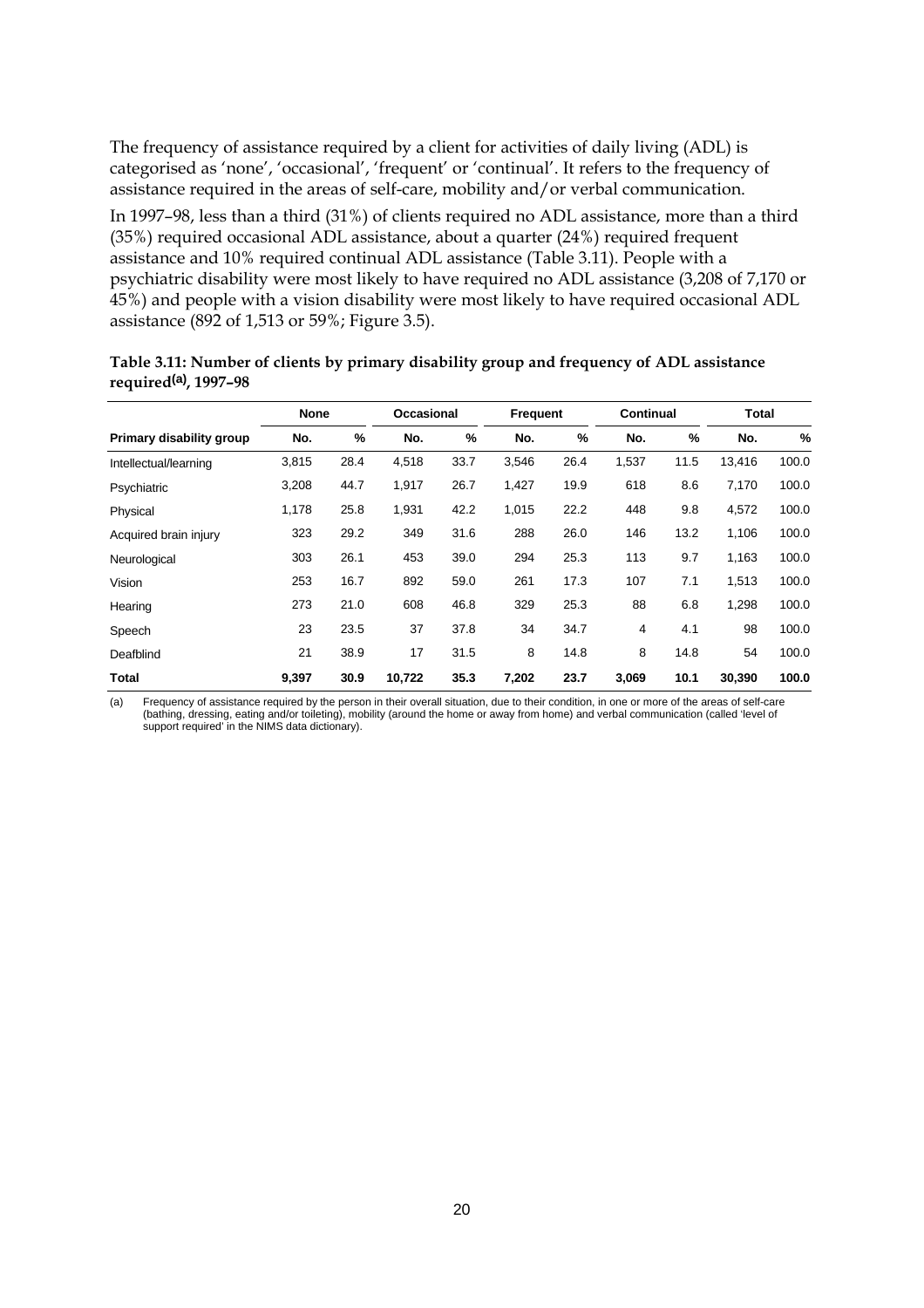The frequency of assistance required by a client for activities of daily living (ADL) is categorised as 'none', 'occasional', 'frequent' or 'continual'. It refers to the frequency of assistance required in the areas of self-care, mobility and/or verbal communication.

In 1997–98, less than a third (31%) of clients required no ADL assistance, more than a third (35%) required occasional ADL assistance, about a quarter (24%) required frequent assistance and 10% required continual ADL assistance (Table 3.11). People with a psychiatric disability were most likely to have required no ADL assistance (3,208 of 7,170 or 45%) and people with a vision disability were most likely to have required occasional ADL assistance (892 of 1,513 or 59%; Figure 3.5).

**Table 3.11: Number of clients by primary disability group and frequency of ADL assistance required[(a)], 1997–98**

| | None | | Occasional | | Frequent | | Continual | | Total | |
|---|---|---|---|---|---|---|---|---|---|---|
| **Primary disability group** | **No.** | **%** | **No.** | **%** | **No.** | **%** | **No.** | **%** | **No.** | **%** |
| Intellectual/learning | 3,815 | 28.4 | 4,518 | 33.7 | 3,546 | 26.4 | 1,537 | 11.5 | 13,416 | 100.0 |
| Psychiatric | 3,208 | 44.7 | 1,917 | 26.7 | 1,427 | 19.9 | 618 | 8.6 | 7,170 | 100.0 |
| Physical | 1,178 | 25.8 | 1,931 | 42.2 | 1,015 | 22.2 | 448 | 9.8 | 4,572 | 100.0 |
| Acquired brain injury | 323 | 29.2 | 349 | 31.6 | 288 | 26.0 | 146 | 13.2 | 1,106 | 100.0 |
| Neurological | 303 | 26.1 | 453 | 39.0 | 294 | 25.3 | 113 | 9.7 | 1,163 | 100.0 |
| Vision | 253 | 16.7 | 892 | 59.0 | 261 | 17.3 | 107 | 7.1 | 1,513 | 100.0 |
| Hearing | 273 | 21.0 | 608 | 46.8 | 329 | 25.3 | 88 | 6.8 | 1,298 | 100.0 |
| Speech | 23 | 23.5 | 37 | 37.8 | 34 | 34.7 | 4 | 4.1 | 98 | 100.0 |
| Deafblind | 21 | 38.9 | 17 | 31.5 | 8 | 14.8 | 8 | 14.8 | 54 | 100.0 |
| **Total** | **9,397** | **30.9** | **10,722** | **35.3** | **7,202** | **23.7** | **3,069** | **10.1** | **30,390** | **100.0** |

(a) Frequency of assistance required by the person in their overall situation, due to their condition, in one or more of the areas of self-care (bathing, dressing, eating and/or toileting), mobility (around the home or away from home) and verbal communication (called 'level of support required' in the NIMS data dictionary).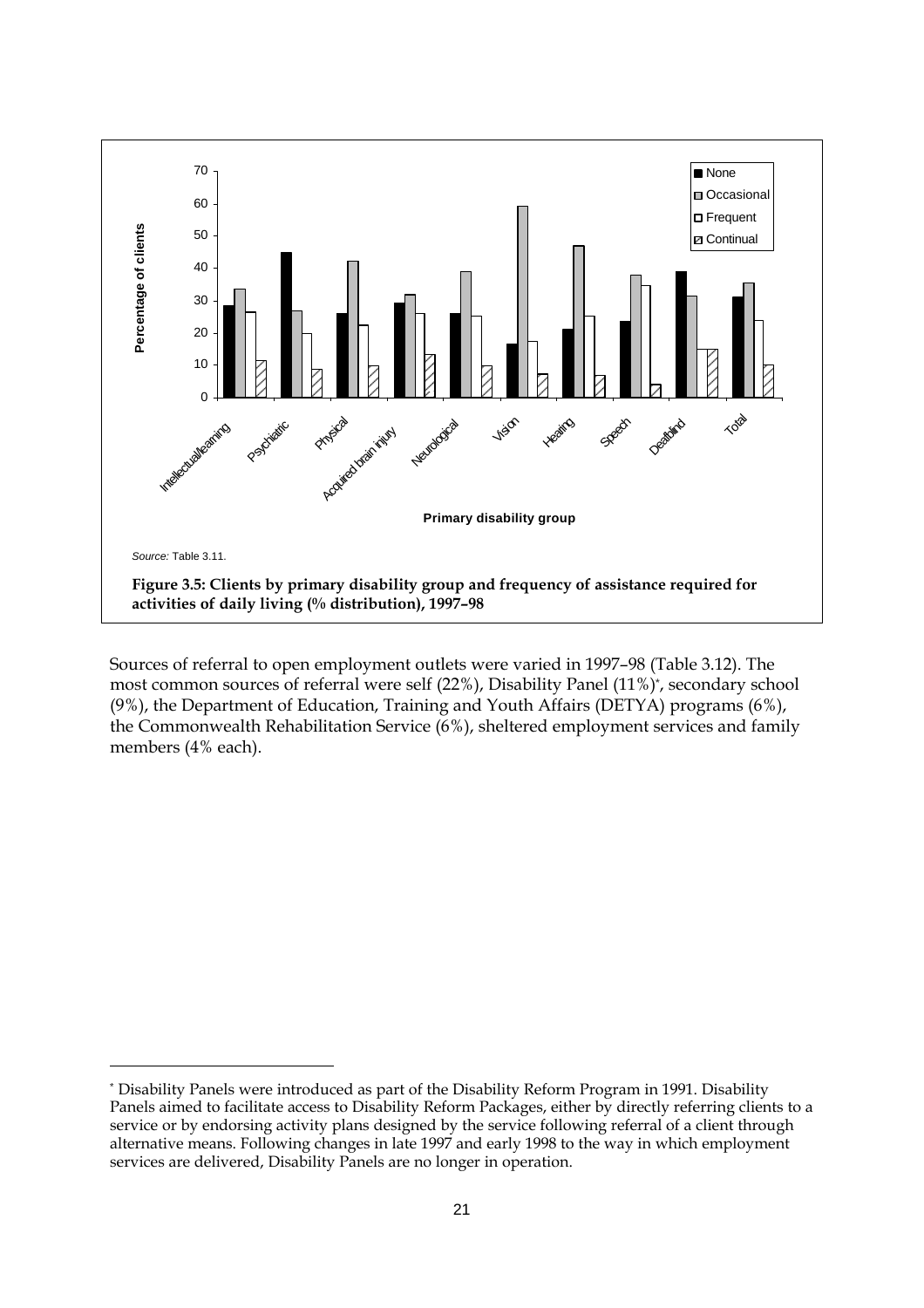Source: Table 3.11.

**Figure 3.5: Clients by primary disability group and frequency of assistance required for activities of daily living (% distribution), 1997–98**

Sources of referral to open employment outlets were varied in 1997–98 (Table 3.12). The most common sources of referral were self (22%), Disability Panel (11%)*, secondary school (9%), the Department of Education, Training and Youth Affairs (DETYA) programs (6%), the Commonwealth Rehabilitation Service (6%), sheltered employment services and family members (4% each).

* Disability Panels were introduced as part of the Disability Reform Program in 1991. Disability Panels aimed to facilitate access to Disability Reform Packages, either by directly referring clients to a service or by endorsing activity plans designed by the service following referral of a client through alternative means. Following changes in late 1997 and early 1998 to the way in which employment services are delivered, Disability Panels are no longer in operation.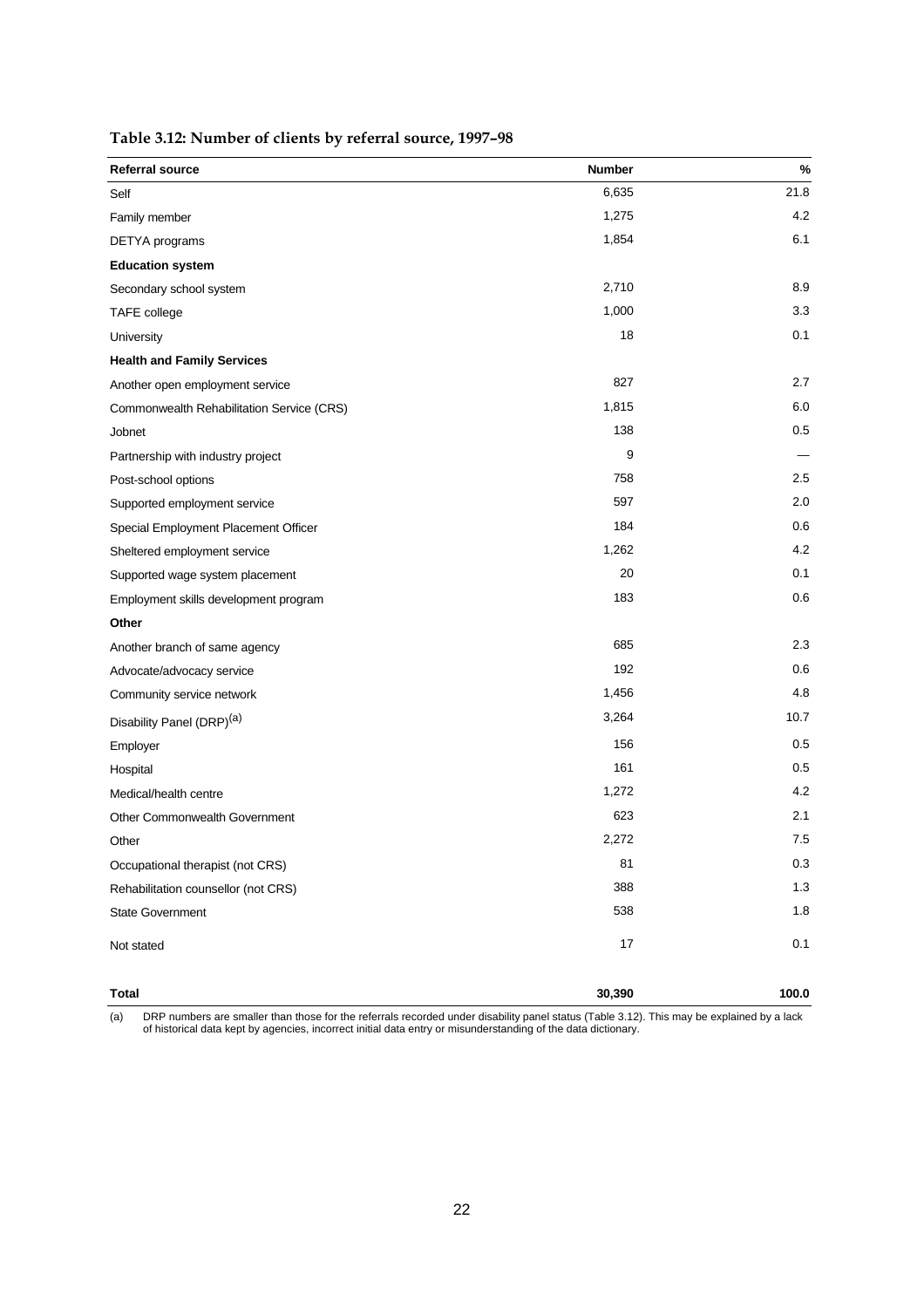**Table 3.12: Number of clients by referral source, 1997–98**

| Referral source | Number | % |
|---|---|---|
| Self | 6,635 | 21.8 |
| Family member | 1,275 | 4.2 |
| DETYA programs | 1,854 | 6.1 |
| **Education system** | | |
| Secondary school system | 2,710 | 8.9 |
| TAFE college | 1,000 | 3.3 |
| University | 18 | 0.1 |
| **Health and Family Services** | | |
| Another open employment service | 827 | 2.7 |
| Commonwealth Rehabilitation Service (CRS) | 1,815 | 6.0 |
| Jobnet | 138 | 0.5 |
| Partnership with industry project | 9 | — |
| Post-school options | 758 | 2.5 |
| Supported employment service | 597 | 2.0 |
| Special Employment Placement Officer | 184 | 0.6 |
| Sheltered employment service | 1,262 | 4.2 |
| Supported wage system placement | 20 | 0.1 |
| Employment skills development program | 183 | 0.6 |
| **Other** | | |
| Another branch of same agency | 685 | 2.3 |
| Advocate/advocacy service | 192 | 0.6 |
| Community service network | 1,456 | 4.8 |
| Disability Panel (DRP)[(a)] | 3,264 | 10.7 |
| Employer | 156 | 0.5 |
| Hospital | 161 | 0.5 |
| Medical/health centre | 1,272 | 4.2 |
| Other Commonwealth Government | 623 | 2.1 |
| Other | 2,272 | 7.5 |
| Occupational therapist (not CRS) | 81 | 0.3 |
| Rehabilitation counsellor (not CRS) | 388 | 1.3 |
| State Government | 538 | 1.8 |
| Not stated | 17 | 0.1 |
| **Total** | **30,390** | **100.0** |

(a) DRP numbers are smaller than those for the referrals recorded under disability panel status (Table 3.12). This may be explained by a lack of historical data kept by agencies, incorrect initial data entry or misunderstanding of the data dictionary.